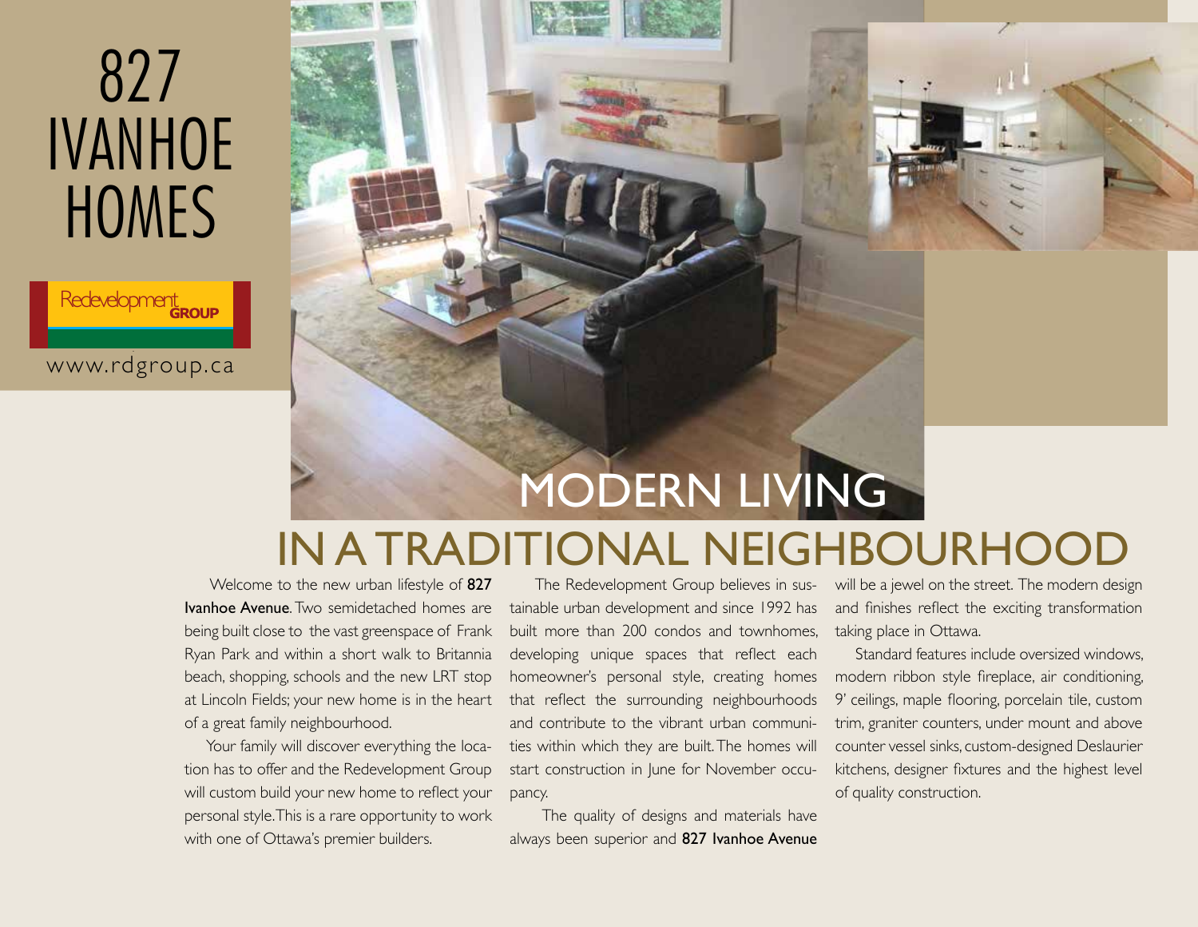# 827 IVANHOE HOMES

Redevelopment GROUP

www.rdgroup.ca

## MODERN LIVING IN A TRADITIONAL NEIGHBOURHOOD

Welcome to the new urban lifestyle of **827 Ivanhoe Avenue**. Two semidetached homes are being built close to the vast greenspace of Frank Ryan Park and within a short walk to Britannia beach, shopping, schools and the new LRT stop at Lincoln Fields; your new home is in the heart of a great family neighbourhood.

Your family will discover everything the location has to offer and the Redevelopment Group will custom build your new home to reflect your personal style. This is a rare opportunity to work with one of Ottawa's premier builders.

The Redevelopment Group believes in sustainable urban development and since 1992 has built more than 200 condos and townhomes, developing unique spaces that reflect each homeowner's personal style, creating homes that reflect the surrounding neighbourhoods and contribute to the vibrant urban communities within which they are built. The homes will start construction in June for November occupancy.

The quality of designs and materials have always been superior and **827 Ivanhoe Avenue** will be a jewel on the street. The modern design and finishes reflect the exciting transformation taking place in Ottawa.

Standard features include oversized windows, modern ribbon style fireplace, air conditioning, 9' ceilings, maple flooring, porcelain tile, custom trim, graniter counters, under mount and above counter vessel sinks, custom-designed Deslaurier kitchens, designer fixtures and the highest level of quality construction.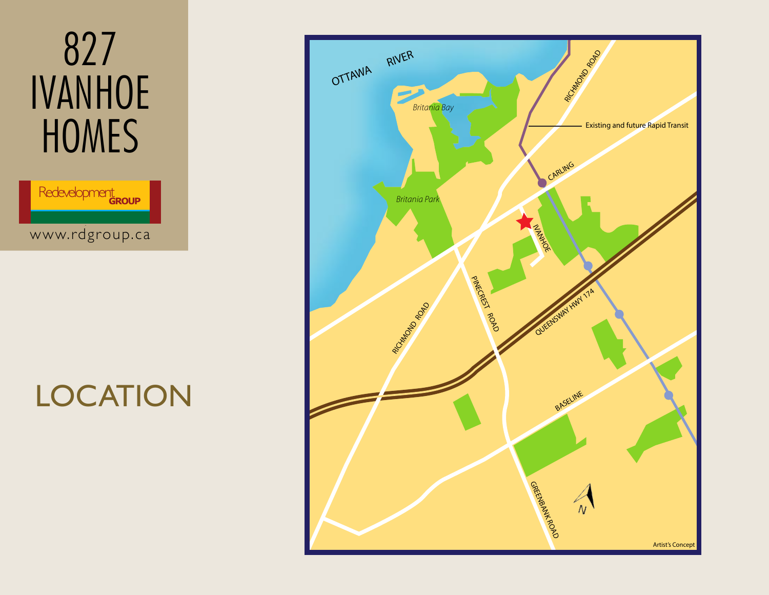# 827 IVANHOE HOMES

Redevelopment GROUP

www.rdgroup.ca

## LOCATION

OTTAWA RIVER

Britania Bay

Britania Park

RICHMOND ROAD

Existing and future Rapid Transit

CARLING

IVANHOE

PINECREST ROAD

QUEENSWAY HWY 174

RICHMOND ROAD

BASELINE

GREENBANK ROAD

N

Artist's Concept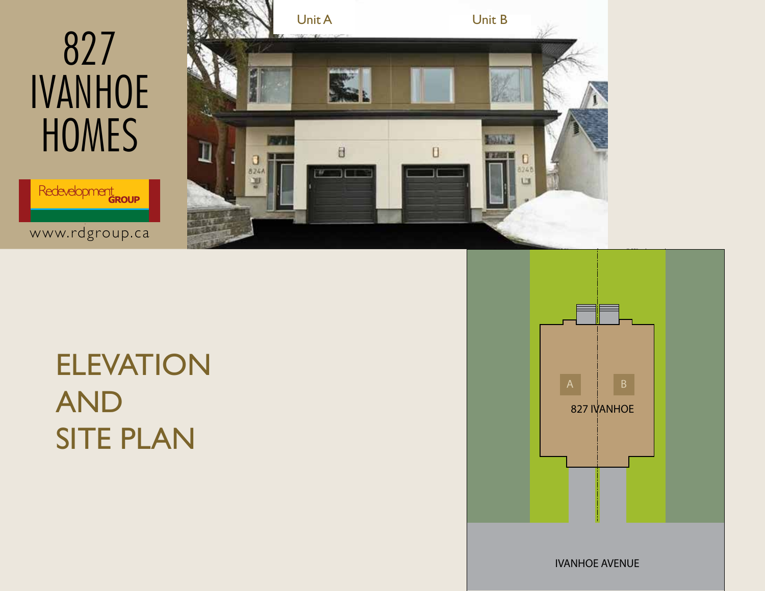# 827 IVANHOE HOMES

Redevelopment GROUP

www.rdgroup.ca

Unit A

Unit B

## ELEVATION AND SITE PLAN

A

B

827 IVANHOE

IVANHOE AVENUE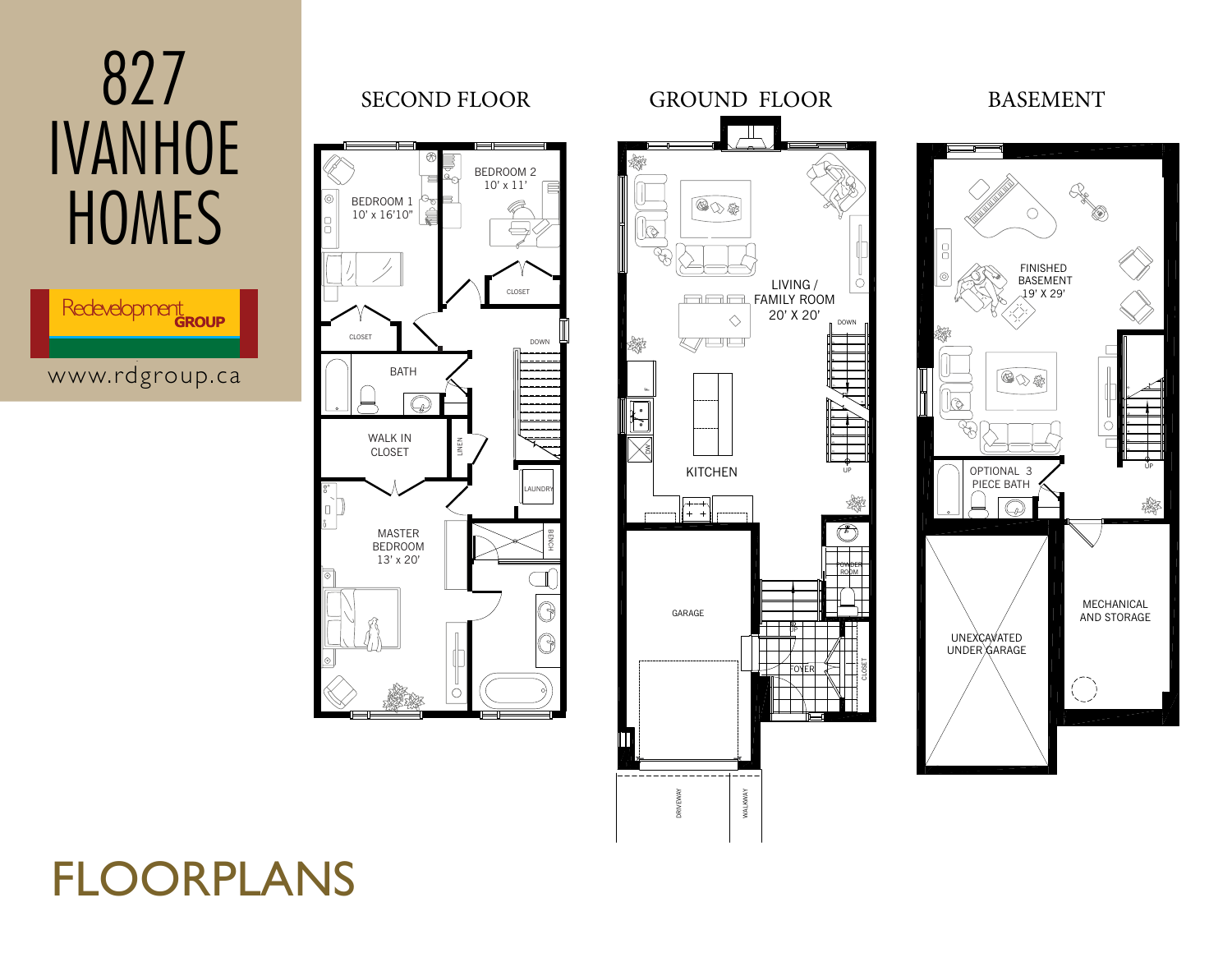# 827 IVANHOE HOMES

Redevelopment GROUP

www.rdgroup.ca

## SECOND FLOOR

BEDROOM 1
10' x 16'10"

BEDROOM 2
10' x 11'

CLOSET

CLOSET

DOWN

BATH

WALK IN CLOSET

LINEN

LAUNDRY

MASTER BEDROOM
13' x 20'

BENCH

## GROUND FLOOR

LIVING / FAMILY ROOM
20' X 20'

DOWN

KITCHEN

DW

UP

GARAGE

POWDER ROOM

UP

FOYER

CLOSET

DRIVEWAY

WALKWAY

## BASEMENT

FINISHED BASEMENT
19' X 29'

OPTIONAL 3 PIECE BATH

UP

UNEXCAVATED UNDER GARAGE

MECHANICAL AND STORAGE

# FLOORPLANS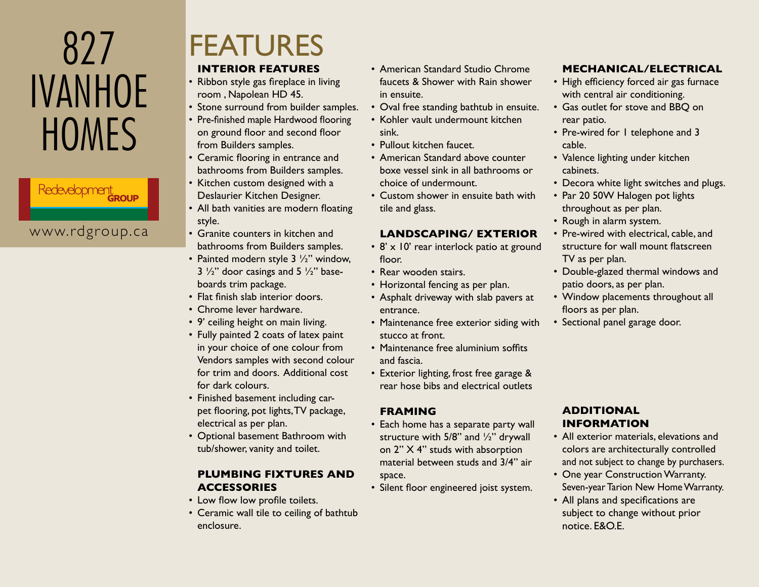# 827 IVANHOE HOMES

Redevelopment GROUP

www.rdgroup.ca

# FEATURES

### INTERIOR FEATURES

- Ribbon style gas fireplace in living room , Napolean HD 45.
- Stone surround from builder samples.
- Pre-finished maple Hardwood flooring on ground floor and second floor from Builders samples.
- Ceramic flooring in entrance and bathrooms from Builders samples.
- Kitchen custom designed with a Deslaurier Kitchen Designer.
- All bath vanities are modern floating style.
- Granite counters in kitchen and bathrooms from Builders samples.
- Painted modern style 3 ½" window, 3 ½" door casings and 5 ½" base-boards trim package.
- Flat finish slab interior doors.
- Chrome lever hardware.
- 9' ceiling height on main living.
- Fully painted 2 coats of latex paint in your choice of one colour from Vendors samples with second colour for trim and doors. Additional cost for dark colours.
- Finished basement including carpet flooring, pot lights, TV package, electrical as per plan.
- Optional basement Bathroom with tub/shower, vanity and toilet.

### PLUMBING FIXTURES AND ACCESSORIES

- Low flow low profile toilets.
- Ceramic wall tile to ceiling of bathtub enclosure.
- American Standard Studio Chrome faucets & Shower with Rain shower in ensuite.
- Oval free standing bathtub in ensuite.
- Kohler vault undermount kitchen sink.
- Pullout kitchen faucet.
- American Standard above counter boxe vessel sink in all bathrooms or choice of undermount.
- Custom shower in ensuite bath with tile and glass.

### LANDSCAPING/ EXTERIOR

- 8' x 10' rear interlock patio at ground floor.
- Rear wooden stairs.
- Horizontal fencing as per plan.
- Asphalt driveway with slab pavers at entrance.
- Maintenance free exterior siding with stucco at front.
- Maintenance free aluminium soffits and fascia.
- Exterior lighting, frost free garage & rear hose bibs and electrical outlets

### FRAMING

- Each home has a separate party wall structure with 5/8" and ½" drywall on 2" X 4" studs with absorption material between studs and 3/4" air space.
- Silent floor engineered joist system.

### MECHANICAL/ELECTRICAL

- High efficiency forced air gas furnace with central air conditioning.
- Gas outlet for stove and BBQ on rear patio.
- Pre-wired for 1 telephone and 3 cable.
- Valence lighting under kitchen cabinets.
- Decora white light switches and plugs.
- Par 20 50W Halogen pot lights throughout as per plan.
- Rough in alarm system.
- Pre-wired with electrical, cable, and structure for wall mount flatscreen TV as per plan.
- Double-glazed thermal windows and patio doors, as per plan.
- Window placements throughout all floors as per plan.
- Sectional panel garage door.

### ADDITIONAL INFORMATION

- All exterior materials, elevations and colors are architecturally controlled and not subject to change by purchasers.
- One year Construction Warranty. Seven-year Tarion New Home Warranty.
- All plans and specifications are subject to change without prior notice. E&O.E.